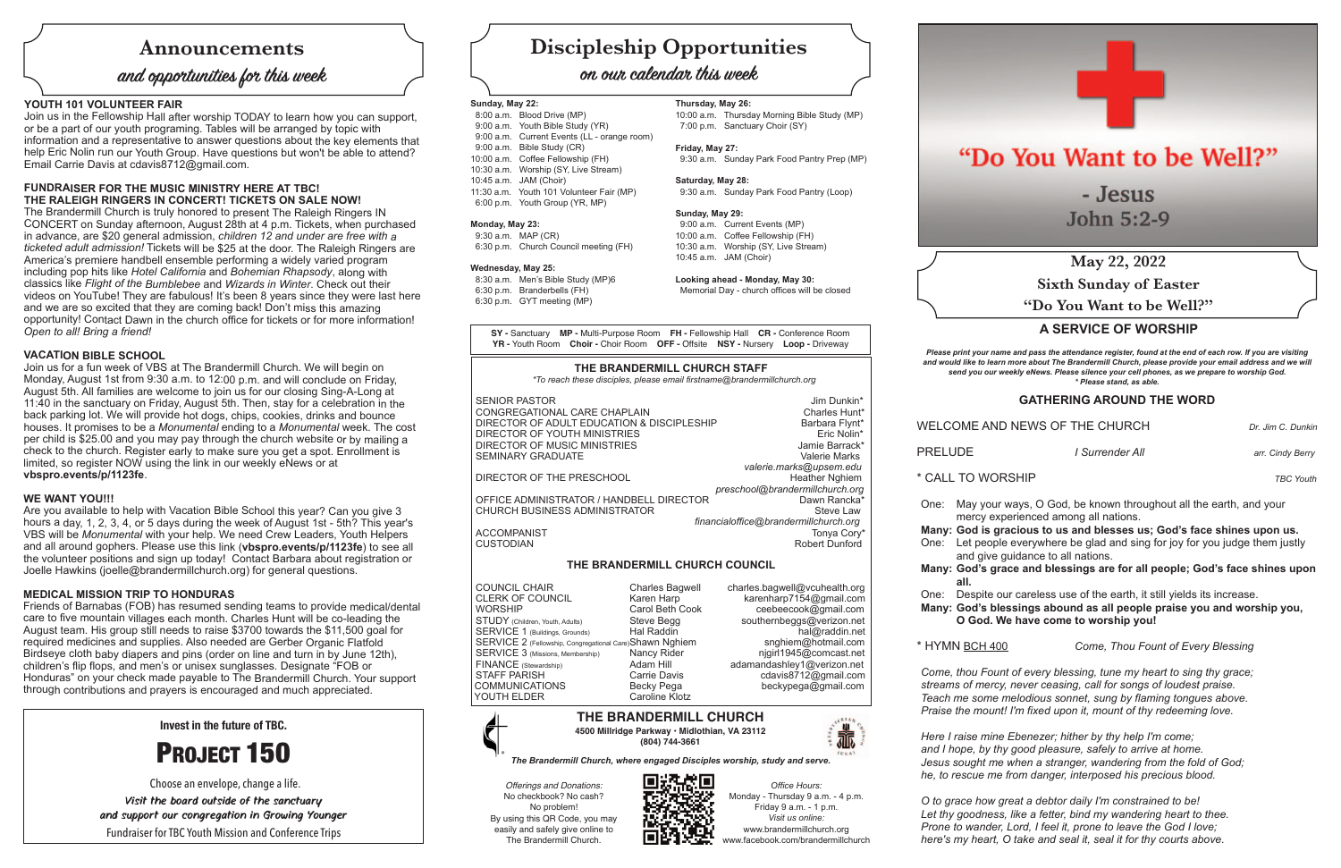# Announcements

*and opportunities for this week*

**YOUTH 101 VOLUNTEER FAIR**

Join us in the Fellowship Hall after worship TODAY to learn how you can support, or be a part of our youth programing. Tables will be arranged by topic with information and a representative to answer questions about the key elements that help Eric Nolin run our Youth Group. Have questions but won't be able to attend? Email Carrie Davis at cdavis8712@gmail.com.

**FUNDRAISER FOR THE MUSIC MINISTRY HERE AT TBC!**
**THE RALEIGH RINGERS IN CONCERT! TICKETS ON SALE NOW!**

The Brandermill Church is truly honored to present The Raleigh Ringers IN CONCERT on Sunday afternoon, August 28th at 4 p.m. Tickets, when purchased in advance, are $20 general admission, *children 12 and under are free with a ticketed adult admission!* Tickets will be $25 at the door. The Raleigh Ringers are America's premiere handbell ensemble performing a widely varied program including pop hits like *Hotel California* and *Bohemian Rhapsody*, along with classics like *Flight of the Bumblebee* and *Wizards in Winter*. Check out their videos on YouTube! They are fabulous! It's been 8 years since they were last here and we are so excited that they are coming back! Don't miss this amazing opportunity! Contact Dawn in the church office for tickets or for more information! *Open to all! Bring a friend!*

**VACATION BIBLE SCHOOL**

Join us for a fun week of VBS at The Brandermill Church. We will begin on Monday, August 1st from 9:30 a.m. to 12:00 p.m. and will conclude on Friday, August 5th. All families are welcome to join us for our closing Sing-A-Long at 11:40 in the sanctuary on Friday, August 5th. Then, stay for a celebration in the back parking lot. We will provide hot dogs, chips, cookies, drinks and bounce houses. It promises to be a *Monumental* ending to a *Monumental* week. The cost per child is $25.00 and you may pay through the church website or by mailing a check to the church. Register early to make sure you get a spot. Enrollment is limited, so register NOW using the link in our weekly eNews or at **vbspro.events/p/1123fe**.

**WE WANT YOU!!!**

Are you available to help with Vacation Bible School this year? Can you give 3 hours a day, 1, 2, 3, 4, or 5 days during the week of August 1st - 5th? This year's VBS will be *Monumental* with your help. We need Crew Leaders, Youth Helpers and all around gophers. Please use this link (**vbspro.events/p/1123fe**) to see all the volunteer positions and sign up today! Contact Barbara about registration or Joelle Hawkins (joelle@brandermillchurch.org) for general questions.

**MEDICAL MISSION TRIP TO HONDURAS**

Friends of Barnabas (FOB) has resumed sending teams to provide medical/dental care to five mountain villages each month. Charles Hunt will be co-leading the August team. His group still needs to raise $3700 towards the $11,500 goal for required medicines and supplies. Also needed are Gerber Organic Flatfold Birdseye cloth baby diapers and pins (order on line and turn in by June 12th), children's flip flops, and men's or unisex sunglasses. Designate "FOB or Honduras" on your check made payable to The Brandermill Church. Your support through contributions and prayers is encouraged and much appreciated.

**Invest in the future of TBC.**

## PROJECT 150

Choose an envelope, change a life.

*Visit the board outside of the sanctuary and support our congregation in Growing Younger*

Fundraiser for TBC Youth Mission and Conference Trips

# Discipleship Opportunities

*on our calendar this week*

**Sunday, May 22:**
- 8:00 a.m. Blood Drive (MP)
- 9:00 a.m. Youth Bible Study (YR)
- 9:00 a.m. Current Events (LL - orange room)
- 9:00 a.m. Bible Study (CR)
- 10:00 a.m. Coffee Fellowship (FH)
- 10:30 a.m. Worship (SY, Live Stream)
- 10:45 a.m. JAM (Choir)
- 11:30 a.m. Youth 101 Volunteer Fair (MP)
- 6:00 p.m. Youth Group (YR, MP)

**Monday, May 23:**
- 9:30 a.m. MAP (CR)
- 6:30 p.m. Church Council meeting (FH)

**Wednesday, May 25:**
- 8:30 a.m. Men's Bible Study (MP)6
- 6:30 p.m. Branderbells (FH)
- 6:30 p.m. GYT meeting (MP)

**Thursday, May 26:**
- 10:00 a.m. Thursday Morning Bible Study (MP)
- 7:00 p.m. Sanctuary Choir (SY)

**Friday, May 27:**
- 9:30 a.m. Sunday Park Food Pantry Prep (MP)

**Saturday, May 28:**
- 9:30 a.m. Sunday Park Food Pantry (Loop)

**Sunday, May 29:**
- 9:00 a.m. Current Events (MP)
- 10:00 a.m. Coffee Fellowship (FH)
- 10:30 a.m. Worship (SY, Live Stream)
- 10:45 a.m. JAM (Choir)

**Looking ahead - Monday, May 30:**
Memorial Day - church offices will be closed

**SY -** Sanctuary **MP -** Multi-Purpose Room **FH -** Fellowship Hall **CR -** Conference Room **YR -** Youth Room **Choir -** Choir Room **OFF -** Offsite **NSY -** Nursery **Loop -** Driveway

### THE BRANDERMILL CHURCH STAFF

*\*To reach these disciples, please email firstname@brandermillchurch.org*

| | |
|---|---|
| SENIOR PASTOR | Jim Dunkin* |
| CONGREGATIONAL CARE CHAPLAIN | Charles Hunt* |
| DIRECTOR OF ADULT EDUCATION & DISCIPLESHIP | Barbara Flynt* |
| DIRECTOR OF YOUTH MINISTRIES | Eric Nolin* |
| DIRECTOR OF MUSIC MINISTRIES | Jamie Barrack* |
| SEMINARY GRADUATE | Valerie Marks<br>*valerie.marks@upsem.edu* |
| DIRECTOR OF THE PRESCHOOL | Heather Nghiem<br>*preschool@brandermillchurch.org* |
| OFFICE ADMINISTRATOR / HANDBELL DIRECTOR | Dawn Rancka* |
| CHURCH BUSINESS ADMINISTRATOR | Steve Law<br>*financialoffice@brandermillchurch.org* |
| ACCOMPANIST | Tonya Cory* |
| CUSTODIAN | Robert Dunford |

### THE BRANDERMILL CHURCH COUNCIL

| | | |
|---|---|---|
| COUNCIL CHAIR | Charles Bagwell | charles.bagwell@vcuhealth.org |
| CLERK OF COUNCIL | Karen Harp | karenharp7154@gmail.com |
| WORSHIP | Carol Beth Cook | ceebeecook@gmail.com |
| STUDY (Children, Youth, Adults) | Steve Begg | southernbeggs@verizon.net |
| SERVICE 1 (Buildings, Grounds) | Hal Raddin | hal@raddin.net |
| SERVICE 2 (Fellowship, Congregational Care) | Shawn Nghiem | snghiem@hotmail.com |
| SERVICE 3 (Missions, Membership) | Nancy Rider | njgirl1945@comcast.net |
| FINANCE (Stewardship) | Adam Hill | adamandashley1@verizon.net |
| STAFF PARISH | Carrie Davis | cdavis8712@gmail.com |
| COMMUNICATIONS | Becky Pega | beckypega@gmail.com |
| YOUTH ELDER | Caroline Klotz | |

**THE BRANDERMILL CHURCH**
**4500 Millridge Parkway · Midlothian, VA 23112**
**(804) 744-3661**

*The Brandermill Church, where engaged Disciples worship, study and serve.*

*Offerings and Donations:*
No checkbook? No cash?
No problem!
By using this QR Code, you may easily and safely give online to The Brandermill Church.

*Office Hours:*
Monday - Thursday 9 a.m. - 4 p.m.
Friday 9 a.m. - 1 p.m.
*Visit us online:*
www.brandermillchurch.org
www.facebook.com/brandermillchurch

# "Do You Want to be Well?"

- Jesus
John 5:2-9

## May 22, 2022
## Sixth Sunday of Easter
## "Do You Want to be Well?"

### A SERVICE OF WORSHIP

***Please print your name and pass the attendance register, found at the end of each row. If you are visiting and would like to learn more about The Brandermill Church, please provide your email address and we will send you our weekly eNews. Please silence your cell phones, as we prepare to worship God. \* Please stand, as able.***

### GATHERING AROUND THE WORD

WELCOME AND NEWS OF THE CHURCH *Dr. Jim C. Dunkin*

PRELUDE *I Surrender All* *arr. Cindy Berry*

\* CALL TO WORSHIP *TBC Youth*

One: May your ways, O God, be known throughout all the earth, and your mercy experienced among all nations.
**Many: God is gracious to us and blesses us; God's face shines upon us.**
One: Let people everywhere be glad and sing for joy for you judge them justly and give guidance to all nations.
**Many: God's grace and blessings are for all people; God's face shines upon all.**
One: Despite our careless use of the earth, it still yields its increase.
**Many: God's blessings abound as all people praise you and worship you, O God. We have come to worship you!**

\* HYMN BCH 400 *Come, Thou Fount of Every Blessing*

*Come, thou Fount of every blessing, tune my heart to sing thy grace;*
*streams of mercy, never ceasing, call for songs of loudest praise.*
*Teach me some melodious sonnet, sung by flaming tongues above.*
*Praise the mount! I'm fixed upon it, mount of thy redeeming love.*

*Here I raise mine Ebenezer; hither by thy help I'm come;*
*and I hope, by thy good pleasure, safely to arrive at home.*
*Jesus sought me when a stranger, wandering from the fold of God;*
*he, to rescue me from danger, interposed his precious blood.*

*O to grace how great a debtor daily I'm constrained to be!*
*Let thy goodness, like a fetter, bind my wandering heart to thee.*
*Prone to wander, Lord, I feel it, prone to leave the God I love;*
*here's my heart, O take and seal it, seal it for thy courts above.*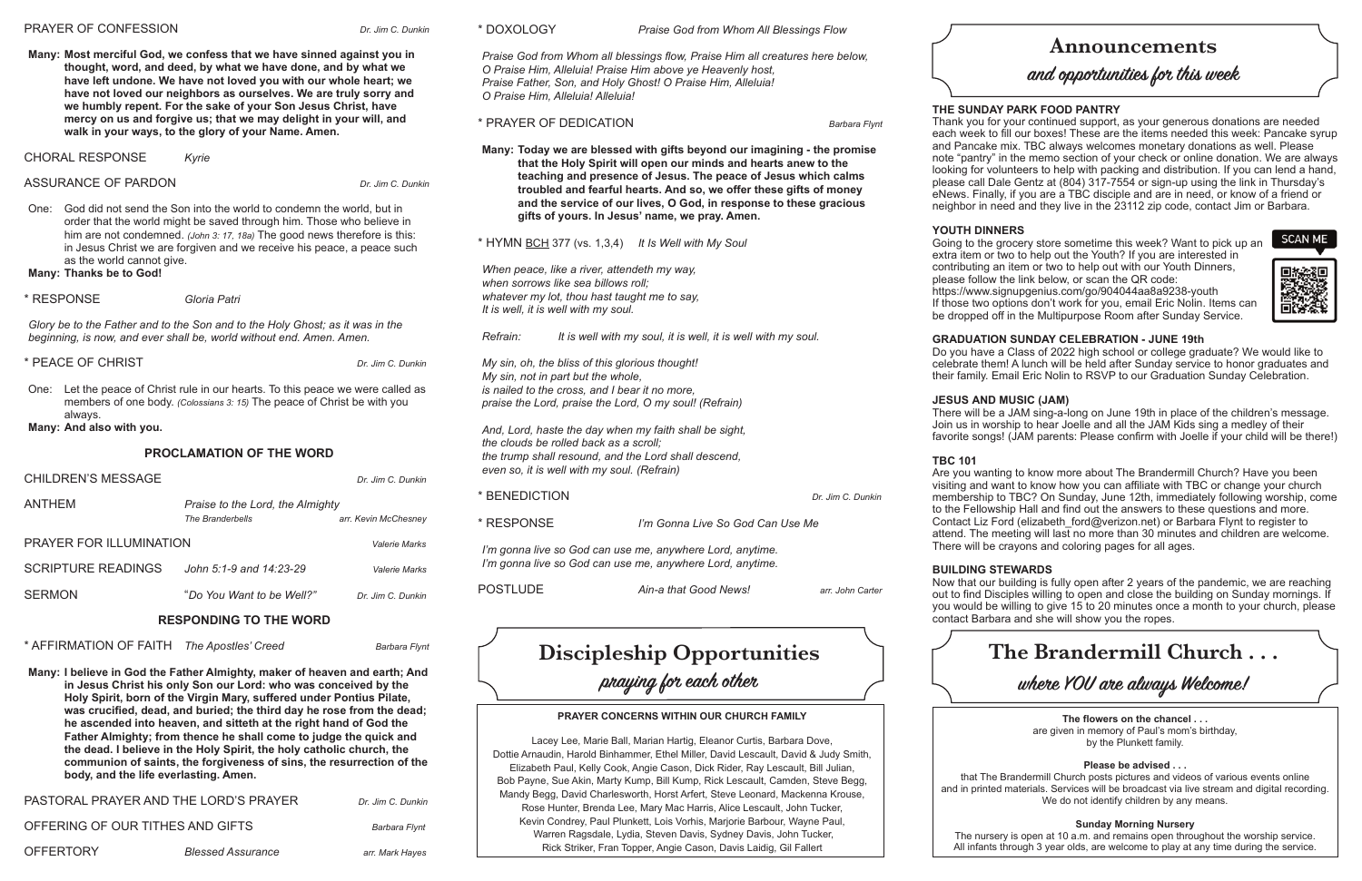PRAYER OF CONFESSION *Dr. Jim C. Dunkin*

**Many: Most merciful God, we confess that we have sinned against you in thought, word, and deed, by what we have done, and by what we have left undone. We have not loved you with our whole heart; we have not loved our neighbors as ourselves. We are truly sorry and we humbly repent. For the sake of your Son Jesus Christ, have mercy on us and forgive us; that we may delight in your will, and walk in your ways, to the glory of your Name. Amen.**

CHORAL RESPONSE *Kyrie*

ASSURANCE OF PARDON *Dr. Jim C. Dunkin*

One: God did not send the Son into the world to condemn the world, but in order that the world might be saved through him. Those who believe in him are not condemned. *(John 3: 17, 18a)* The good news therefore is this: in Jesus Christ we are forgiven and we receive his peace, a peace such as the world cannot give.

**Many: Thanks be to God!**

\* RESPONSE *Gloria Patri*

*Glory be to the Father and to the Son and to the Holy Ghost; as it was in the beginning, is now, and ever shall be, world without end. Amen. Amen.*

\* PEACE OF CHRIST *Dr. Jim C. Dunkin*

One: Let the peace of Christ rule in our hearts. To this peace we were called as members of one body. *(Colossians 3: 15)* The peace of Christ be with you always.

**Many: And also with you.**

## PROCLAMATION OF THE WORD

CHILDREN'S MESSAGE *Dr. Jim C. Dunkin*

ANTHEM *Praise to the Lord, the Almighty*
*The Branderbells* *arr. Kevin McChesney*

PRAYER FOR ILLUMINATION *Valerie Marks*

SCRIPTURE READINGS *John 5:1-9 and 14:23-29* *Valerie Marks*

SERMON "*Do You Want to be Well?*" *Dr. Jim C. Dunkin*

## RESPONDING TO THE WORD

\* AFFIRMATION OF FAITH *The Apostles' Creed* *Barbara Flynt*

**Many: I believe in God the Father Almighty, maker of heaven and earth; And in Jesus Christ his only Son our Lord: who was conceived by the Holy Spirit, born of the Virgin Mary, suffered under Pontius Pilate, was crucified, dead, and buried; the third day he rose from the dead; he ascended into heaven, and sitteth at the right hand of God the Father Almighty; from thence he shall come to judge the quick and the dead. I believe in the Holy Spirit, the holy catholic church, the communion of saints, the forgiveness of sins, the resurrection of the body, and the life everlasting. Amen.**

PASTORAL PRAYER AND THE LORD'S PRAYER *Dr. Jim C. Dunkin*

OFFERING OF OUR TITHES AND GIFTS *Barbara Flynt*

OFFERTORY *Blessed Assurance* *arr. Mark Hayes*

\* DOXOLOGY *Praise God from Whom All Blessings Flow*

*Praise God from Whom all blessings flow, Praise Him all creatures here below,*
*O Praise Him, Alleluia! Praise Him above ye Heavenly host,*
*Praise Father, Son, and Holy Ghost! O Praise Him, Alleluia!*
*O Praise Him, Alleluia! Alleluia!*

\* PRAYER OF DEDICATION *Barbara Flynt*

**Many: Today we are blessed with gifts beyond our imagining - the promise that the Holy Spirit will open our minds and hearts anew to the teaching and presence of Jesus. The peace of Jesus which calms troubled and fearful hearts. And so, we offer these gifts of money and the service of our lives, O God, in response to these gracious gifts of yours. In Jesus' name, we pray. Amen.**

\* HYMN BCH 377 (vs. 1,3,4) *It Is Well with My Soul*

*When peace, like a river, attendeth my way,*
*when sorrows like sea billows roll;*
*whatever my lot, thou hast taught me to say,*
*It is well, it is well with my soul.*

*Refrain: It is well with my soul, it is well, it is well with my soul.*

*My sin, oh, the bliss of this glorious thought!*
*My sin, not in part but the whole,*
*is nailed to the cross, and I bear it no more,*
*praise the Lord, praise the Lord, O my soul! (Refrain)*

*And, Lord, haste the day when my faith shall be sight,*
*the clouds be rolled back as a scroll;*
*the trump shall resound, and the Lord shall descend,*
*even so, it is well with my soul. (Refrain)*

\* BENEDICTION *Dr. Jim C. Dunkin*

\* RESPONSE *I'm Gonna Live So God Can Use Me*

*I'm gonna live so God can use me, anywhere Lord, anytime.*
*I'm gonna live so God can use me, anywhere Lord, anytime.*

POSTLUDE *Ain-a that Good News!* *arr. John Carter*

# Discipleship Opportunities

## praying for each other

**PRAYER CONCERNS WITHIN OUR CHURCH FAMILY**

Lacey Lee, Marie Ball, Marian Hartig, Eleanor Curtis, Barbara Dove, Dottie Arnaudin, Harold Binhammer, Ethel Miller, David Lescault, David & Judy Smith, Elizabeth Paul, Kelly Cook, Angie Cason, Dick Rider, Ray Lescault, Bill Julian, Bob Payne, Sue Akin, Marty Kump, Bill Kump, Rick Lescault, Camden, Steve Begg, Mandy Begg, David Charlesworth, Horst Arfert, Steve Leonard, Mackenna Krouse, Rose Hunter, Brenda Lee, Mary Mac Harris, Alice Lescault, John Tucker, Kevin Condrey, Paul Plunkett, Lois Vorhis, Marjorie Barbour, Wayne Paul, Warren Ragsdale, Lydia, Steven Davis, Sydney Davis, John Tucker, Rick Striker, Fran Topper, Angie Cason, Davis Laidig, Gil Fallert

# Announcements

## and opportunities for this week

**THE SUNDAY PARK FOOD PANTRY**

Thank you for your continued support, as your generous donations are needed each week to fill our boxes! These are the items needed this week: Pancake syrup and Pancake mix. TBC always welcomes monetary donations as well. Please note "pantry" in the memo section of your check or online donation. We are always looking for volunteers to help with packing and distribution. If you can lend a hand, please call Dale Gentz at (804) 317-7554 or sign-up using the link in Thursday's eNews. Finally, if you are a TBC disciple and are in need, or know of a friend or neighbor in need and they live in the 23112 zip code, contact Jim or Barbara.

**YOUTH DINNERS**

Going to the grocery store sometime this week? Want to pick up an extra item or two to help out the Youth? If you are interested in contributing an item or two to help out with our Youth Dinners, please follow the link below, or scan the QR code:
https://www.signupgenius.com/go/904044aa8a9238-youth
If those two options don't work for you, email Eric Nolin. Items can be dropped off in the Multipurpose Room after Sunday Service.

SCAN ME

**GRADUATION SUNDAY CELEBRATION - JUNE 19th**

Do you have a Class of 2022 high school or college graduate? We would like to celebrate them! A lunch will be held after Sunday service to honor graduates and their family. Email Eric Nolin to RSVP to our Graduation Sunday Celebration.

**JESUS AND MUSIC (JAM)**

There will be a JAM sing-a-long on June 19th in place of the children's message. Join us in worship to hear Joelle and all the JAM Kids sing a medley of their favorite songs! (JAM parents: Please confirm with Joelle if your child will be there!)

**TBC 101**

Are you wanting to know more about The Brandermill Church? Have you been visiting and want to know how you can affiliate with TBC or change your church membership to TBC? On Sunday, June 12th, immediately following worship, come to the Fellowship Hall and find out the answers to these questions and more. Contact Liz Ford (elizabeth_ford@verizon.net) or Barbara Flynt to register to attend. The meeting will last no more than 30 minutes and children are welcome. There will be crayons and coloring pages for all ages.

**BUILDING STEWARDS**

Now that our building is fully open after 2 years of the pandemic, we are reaching out to find Disciples willing to open and close the building on Sunday mornings. If you would be willing to give 15 to 20 minutes once a month to your church, please contact Barbara and she will show you the ropes.

# The Brandermill Church . . .

## where YOU are always Welcome!

**The flowers on the chancel . . .**
are given in memory of Paul's mom's birthday, by the Plunkett family.

**Please be advised . . .**
that The Brandermill Church posts pictures and videos of various events online and in printed materials. Services will be broadcast via live stream and digital recording. We do not identify children by any means.

**Sunday Morning Nursery**
The nursery is open at 10 a.m. and remains open throughout the worship service. All infants through 3 year olds, are welcome to play at any time during the service.